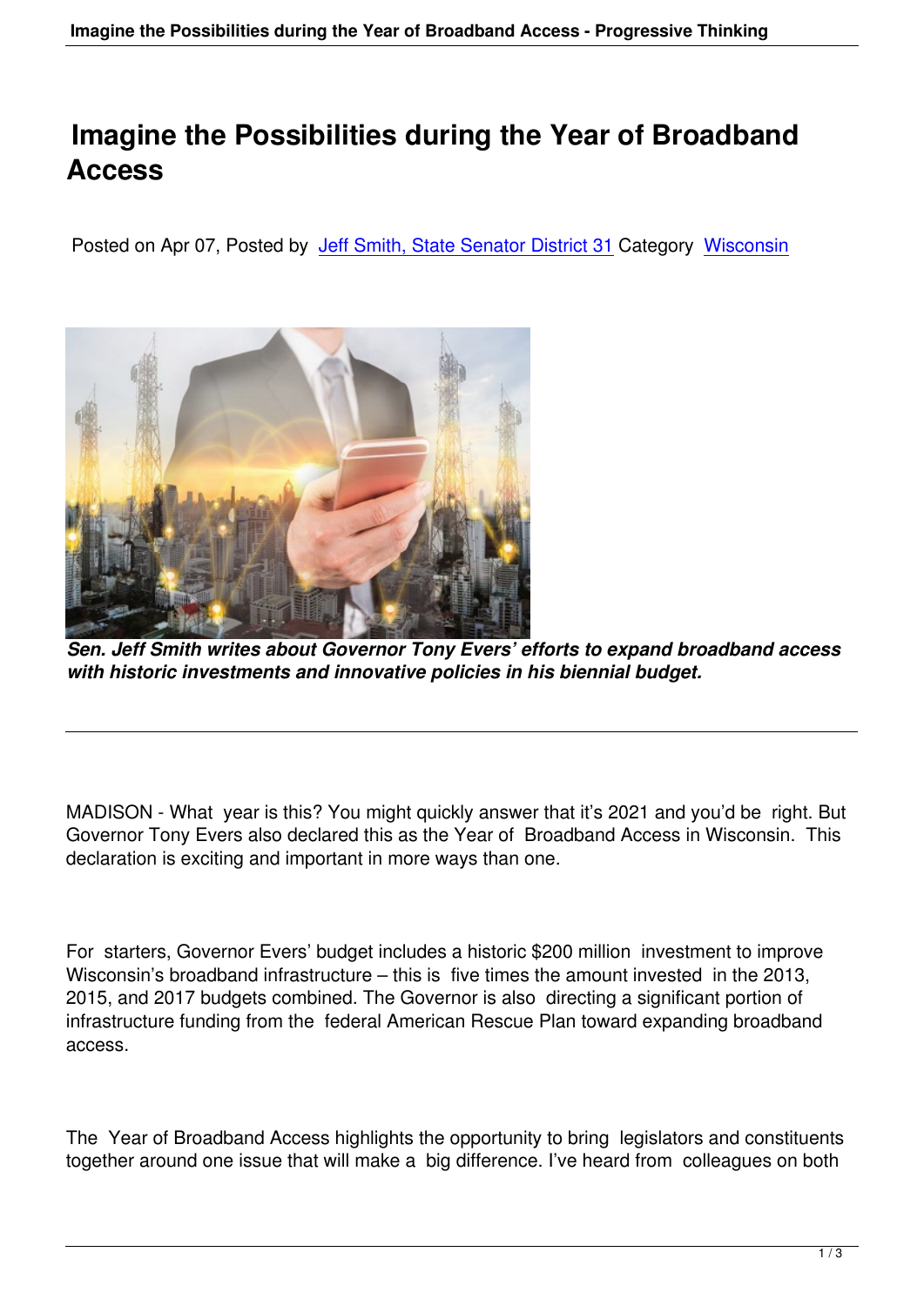# Imagine the Possibilities during the Year of Broadband Access

Posted on Apr 07, Posted by [Jeff Smith, State Senator District 31](#) Category [Wisconsin](#)

***Sen. Jeff Smith writes about Governor Tony Evers' efforts to expand broadband access with historic investments and innovative policies in his biennial budget.***

---

MADISON - What year is this? You might quickly answer that it's 2021 and you'd be right. But Governor Tony Evers also declared this as the Year of Broadband Access in Wisconsin. This declaration is exciting and important in more ways than one.

For starters, Governor Evers' budget includes a historic $200 million investment to improve Wisconsin's broadband infrastructure – this is five times the amount invested in the 2013, 2015, and 2017 budgets combined. The Governor is also directing a significant portion of infrastructure funding from the federal American Rescue Plan toward expanding broadband access.

The Year of Broadband Access highlights the opportunity to bring legislators and constituents together around one issue that will make a big difference. I've heard from colleagues on both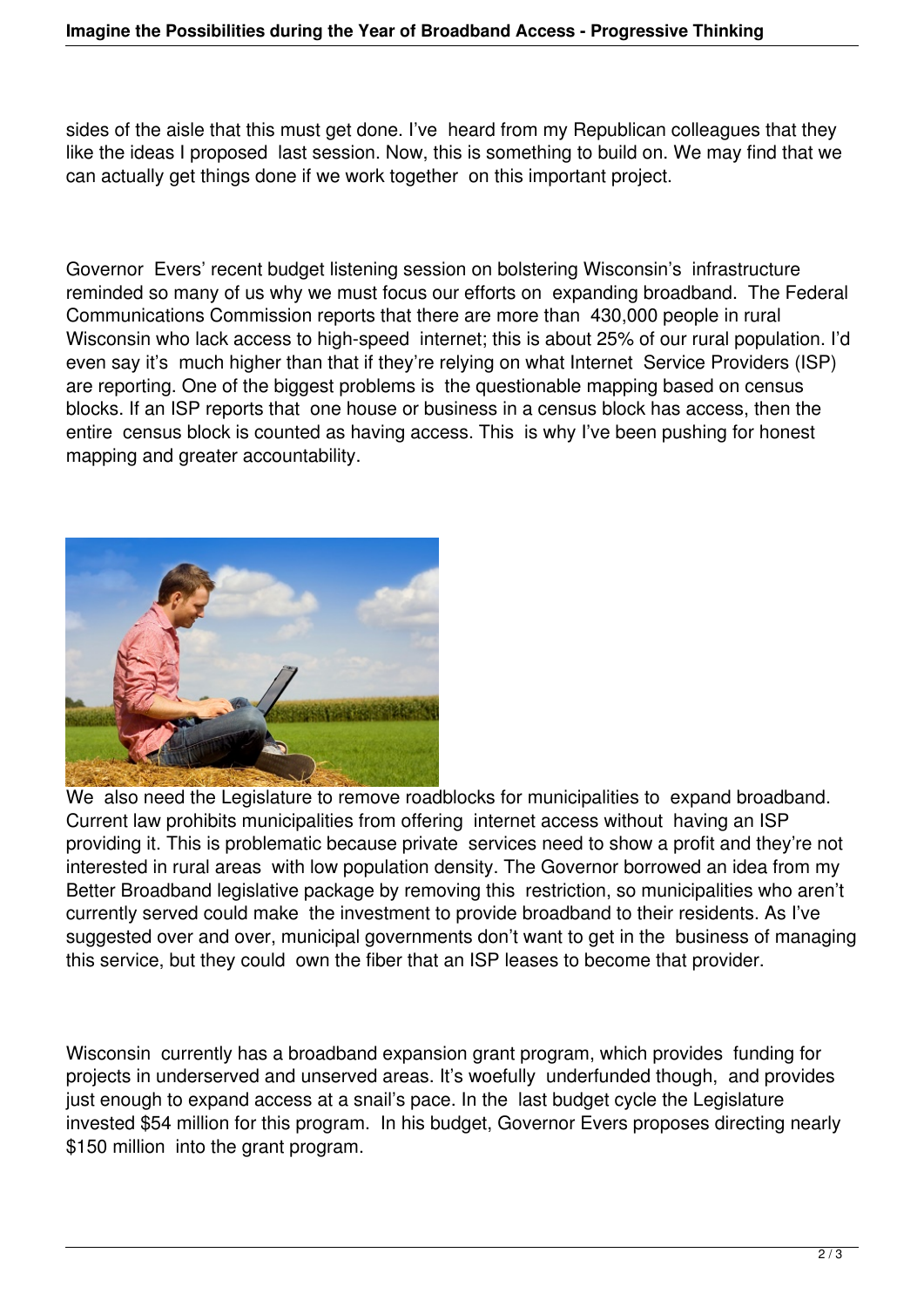sides of the aisle that this must get done. I've heard from my Republican colleagues that they like the ideas I proposed last session. Now, this is something to build on. We may find that we can actually get things done if we work together on this important project.

Governor Evers' recent budget listening session on bolstering Wisconsin's infrastructure reminded so many of us why we must focus our efforts on expanding broadband. The Federal Communications Commission reports that there are more than 430,000 people in rural Wisconsin who lack access to high-speed internet; this is about 25% of our rural population. I'd even say it's much higher than that if they're relying on what Internet Service Providers (ISP) are reporting. One of the biggest problems is the questionable mapping based on census blocks. If an ISP reports that one house or business in a census block has access, then the entire census block is counted as having access. This is why I've been pushing for honest mapping and greater accountability.

We also need the Legislature to remove roadblocks for municipalities to expand broadband. Current law prohibits municipalities from offering internet access without having an ISP providing it. This is problematic because private services need to show a profit and they're not interested in rural areas with low population density. The Governor borrowed an idea from my Better Broadband legislative package by removing this restriction, so municipalities who aren't currently served could make the investment to provide broadband to their residents. As I've suggested over and over, municipal governments don't want to get in the business of managing this service, but they could own the fiber that an ISP leases to become that provider.

Wisconsin currently has a broadband expansion grant program, which provides funding for projects in underserved and unserved areas. It's woefully underfunded though, and provides just enough to expand access at a snail's pace. In the last budget cycle the Legislature invested $54 million for this program. In his budget, Governor Evers proposes directing nearly $150 million into the grant program.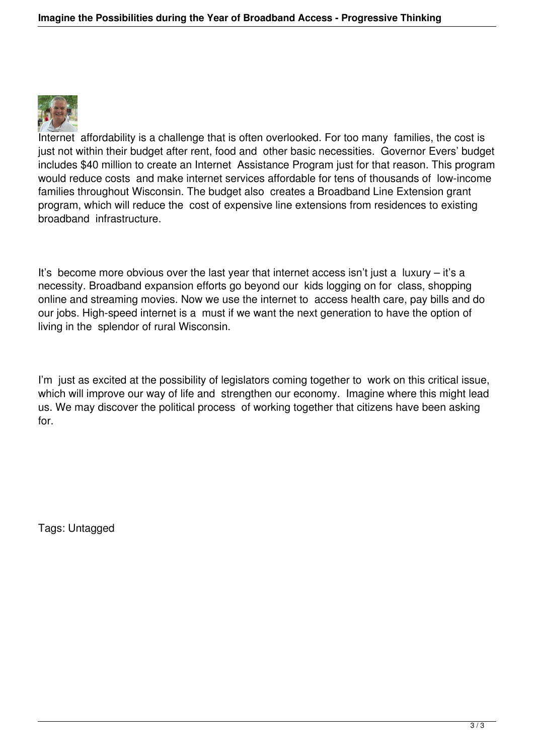Internet affordability is a challenge that is often overlooked. For too many families, the cost is just not within their budget after rent, food and other basic necessities. Governor Evers' budget includes $40 million to create an Internet Assistance Program just for that reason. This program would reduce costs and make internet services affordable for tens of thousands of low-income families throughout Wisconsin. The budget also creates a Broadband Line Extension grant program, which will reduce the cost of expensive line extensions from residences to existing broadband infrastructure.

It's become more obvious over the last year that internet access isn't just a luxury – it's a necessity. Broadband expansion efforts go beyond our kids logging on for class, shopping online and streaming movies. Now we use the internet to access health care, pay bills and do our jobs. High-speed internet is a must if we want the next generation to have the option of living in the splendor of rural Wisconsin.

I'm just as excited at the possibility of legislators coming together to work on this critical issue, which will improve our way of life and strengthen our economy. Imagine where this might lead us. We may discover the political process of working together that citizens have been asking for.

Tags: Untagged